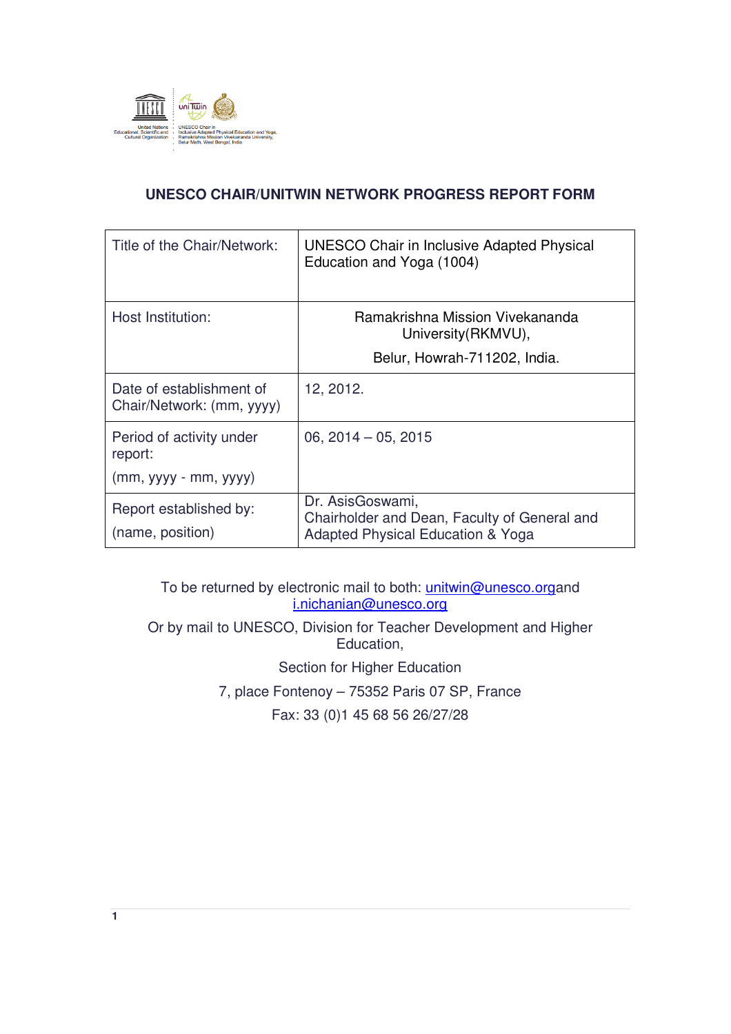United Nations Educational, Scientific and Cultural Organization

UNESCO Chair in Inclusive Adapted Physical Education and Yoga, Ramakrishna Mission Vivekananda University, Belur Math, West Bengal, India

## UNESCO CHAIR/UNITWIN NETWORK PROGRESS REPORT FORM

| Title of the Chair/Network: | UNESCO Chair in Inclusive Adapted Physical Education and Yoga (1004) |
|---|---|
| Host Institution: | Ramakrishna Mission Vivekananda University(RKMVU), Belur, Howrah-711202, India. |
| Date of establishment of Chair/Network: (mm, yyyy) | 12, 2012. |
| Period of activity under report: (mm, yyyy - mm, yyyy) | 06, 2014 – 05, 2015 |
| Report established by: (name, position) | Dr. AsisGoswami, Chairholder and Dean, Faculty of General and Adapted Physical Education & Yoga |

To be returned by electronic mail to both: unitwin@unesco.organd i.nichanian@unesco.org

Or by mail to UNESCO, Division for Teacher Development and Higher Education,

Section for Higher Education

7, place Fontenoy – 75352 Paris 07 SP, France

Fax: 33 (0)1 45 68 56 26/27/28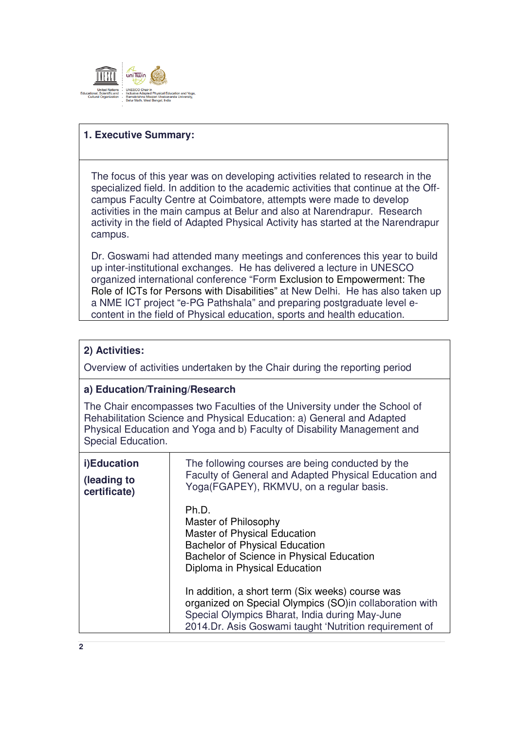## 1. Executive Summary:

The focus of this year was on developing activities related to research in the specialized field. In addition to the academic activities that continue at the Off-campus Faculty Centre at Coimbatore, attempts were made to develop activities in the main campus at Belur and also at Narendrapur. Research activity in the field of Adapted Physical Activity has started at the Narendrapur campus.

Dr. Goswami had attended many meetings and conferences this year to build up inter-institutional exchanges. He has delivered a lecture in UNESCO organized international conference "Form Exclusion to Empowerment: The Role of ICTs for Persons with Disabilities" at New Delhi. He has also taken up a NME ICT project "e-PG Pathshala" and preparing postgraduate level e-content in the field of Physical education, sports and health education.

## 2) Activities:

Overview of activities undertaken by the Chair during the reporting period

### a) Education/Training/Research

The Chair encompasses two Faculties of the University under the School of Rehabilitation Science and Physical Education: a) General and Adapted Physical Education and Yoga and b) Faculty of Disability Management and Special Education.

| **i)Education (leading to certificate)** | The following courses are being conducted by the Faculty of General and Adapted Physical Education and Yoga(FGAPEY), RKMVU, on a regular basis.<br><br>Ph.D.<br>Master of Philosophy<br>Master of Physical Education<br>Bachelor of Physical Education<br>Bachelor of Science in Physical Education<br>Diploma in Physical Education<br><br>In addition, a short term (Six weeks) course was organized on Special Olympics (SO)in collaboration with Special Olympics Bharat, India during May-June 2014.Dr. Asis Goswami taught 'Nutrition requirement of |
|---|---|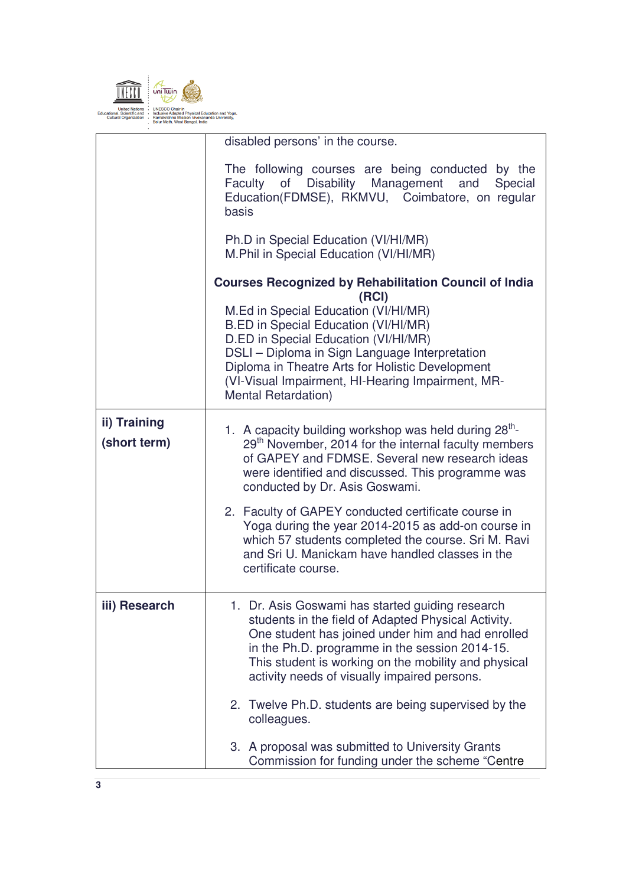| | |
|---|---|
| | disabled persons' in the course.<br><br>The following courses are being conducted by the Faculty of Disability Management and Special Education(FDMSE), RKMVU, Coimbatore, on regular basis<br><br>Ph.D in Special Education (VI/HI/MR)<br>M.Phil in Special Education (VI/HI/MR)<br><br>**Courses Recognized by Rehabilitation Council of India (RCI)**<br>M.Ed in Special Education (VI/HI/MR)<br>B.ED in Special Education (VI/HI/MR)<br>D.ED in Special Education (VI/HI/MR)<br>DSLI – Diploma in Sign Language Interpretation<br>Diploma in Theatre Arts for Holistic Development<br>(VI-Visual Impairment, HI-Hearing Impairment, MR-Mental Retardation) |
| **ii) Training (short term)** | 1. A capacity building workshop was held during 28th-29th November, 2014 for the internal faculty members of GAPEY and FDMSE. Several new research ideas were identified and discussed. This programme was conducted by Dr. Asis Goswami.<br><br>2. Faculty of GAPEY conducted certificate course in Yoga during the year 2014-2015 as add-on course in which 57 students completed the course. Sri M. Ravi and Sri U. Manickam have handled classes in the certificate course. |
| **iii) Research** | 1. Dr. Asis Goswami has started guiding research students in the field of Adapted Physical Activity. One student has joined under him and had enrolled in the Ph.D. programme in the session 2014-15. This student is working on the mobility and physical activity needs of visually impaired persons.<br><br>2. Twelve Ph.D. students are being supervised by the colleagues.<br><br>3. A proposal was submitted to University Grants Commission for funding under the scheme "Centre |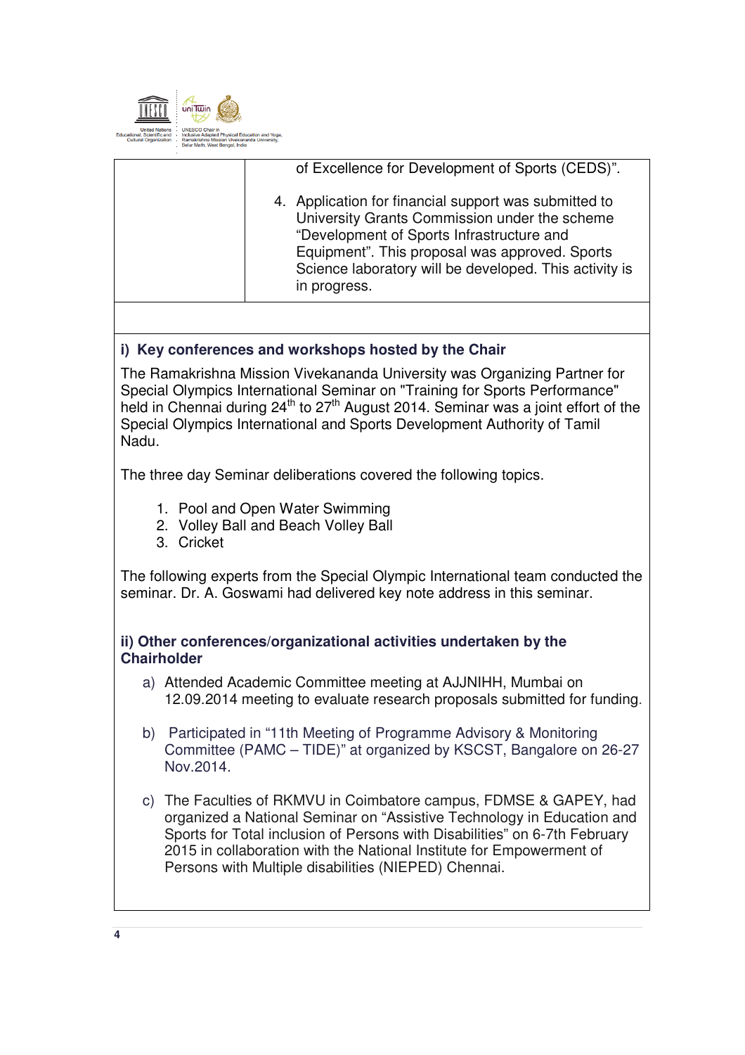| | of Excellence for Development of Sports (CEDS)". <br><br> 4. Application for financial support was submitted to University Grants Commission under the scheme "Development of Sports Infrastructure and Equipment". This proposal was approved. Sports Science laboratory will be developed. This activity is in progress. |
|---|---|

### i) Key conferences and workshops hosted by the Chair

The Ramakrishna Mission Vivekananda University was Organizing Partner for Special Olympics International Seminar on "Training for Sports Performance" held in Chennai during 24th to 27th August 2014. Seminar was a joint effort of the Special Olympics International and Sports Development Authority of Tamil Nadu.

The three day Seminar deliberations covered the following topics.

1. Pool and Open Water Swimming
2. Volley Ball and Beach Volley Ball
3. Cricket

The following experts from the Special Olympic International team conducted the seminar. Dr. A. Goswami had delivered key note address in this seminar.

### ii) Other conferences/organizational activities undertaken by the Chairholder

a) Attended Academic Committee meeting at AJJNIHH, Mumbai on 12.09.2014 meeting to evaluate research proposals submitted for funding.

b) Participated in "11th Meeting of Programme Advisory & Monitoring Committee (PAMC – TIDE)" at organized by KSCST, Bangalore on 26-27 Nov.2014.

c) The Faculties of RKMVU in Coimbatore campus, FDMSE & GAPEY, had organized a National Seminar on "Assistive Technology in Education and Sports for Total inclusion of Persons with Disabilities" on 6-7th February 2015 in collaboration with the National Institute for Empowerment of Persons with Multiple disabilities (NIEPED) Chennai.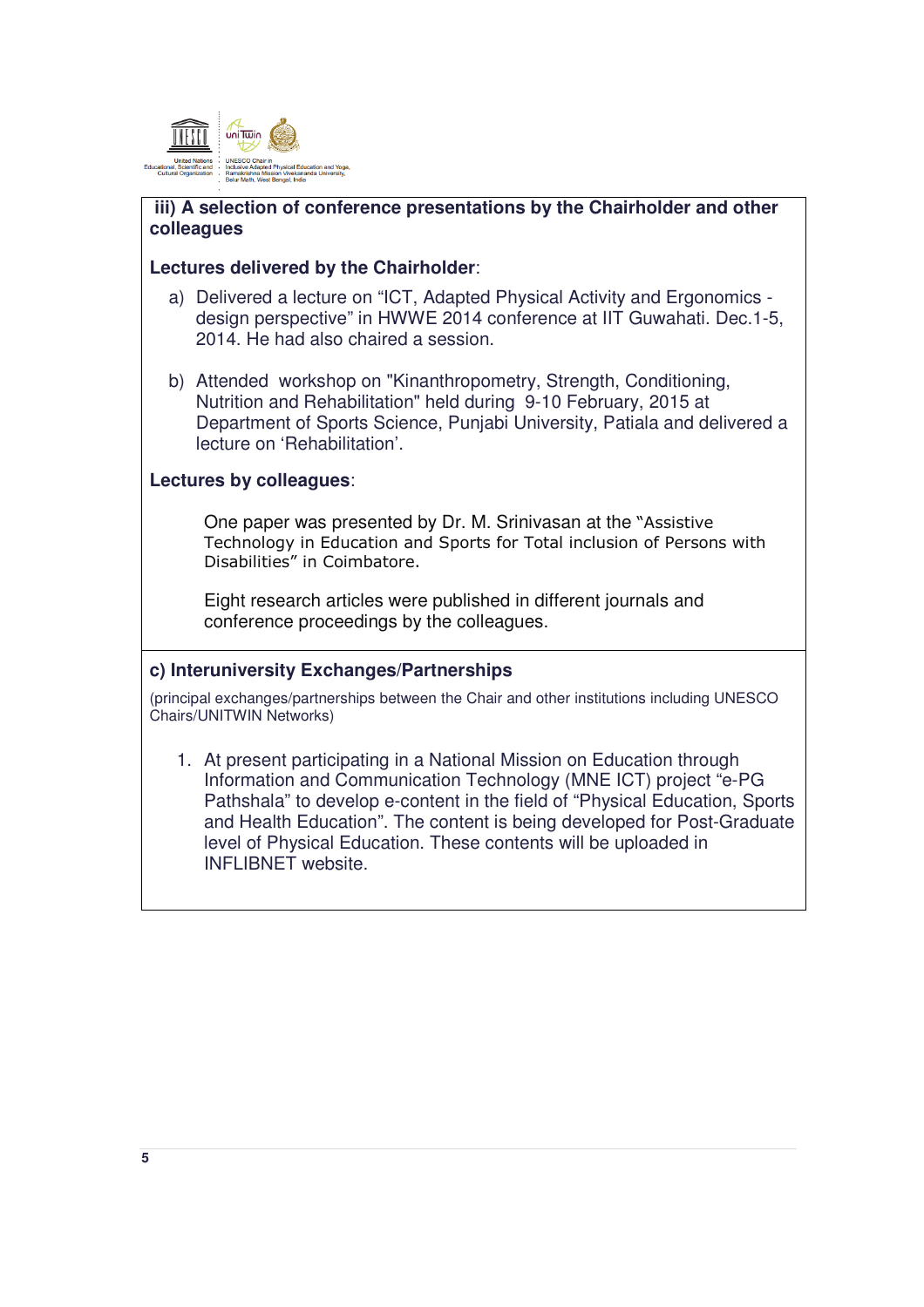**iii) A selection of conference presentations by the Chairholder and other colleagues**

**Lectures delivered by the Chairholder**:

a) Delivered a lecture on "ICT, Adapted Physical Activity and Ergonomics - design perspective" in HWWE 2014 conference at IIT Guwahati. Dec.1-5, 2014. He had also chaired a session.

b) Attended workshop on "Kinanthropometry, Strength, Conditioning, Nutrition and Rehabilitation" held during 9-10 February, 2015 at Department of Sports Science, Punjabi University, Patiala and delivered a lecture on 'Rehabilitation'.

**Lectures by colleagues**:

One paper was presented by Dr. M. Srinivasan at the "Assistive Technology in Education and Sports for Total inclusion of Persons with Disabilities" in Coimbatore.

Eight research articles were published in different journals and conference proceedings by the colleagues.

**c) Interuniversity Exchanges/Partnerships**

(principal exchanges/partnerships between the Chair and other institutions including UNESCO Chairs/UNITWIN Networks)

1. At present participating in a National Mission on Education through Information and Communication Technology (MNE ICT) project "e-PG Pathshala" to develop e-content in the field of "Physical Education, Sports and Health Education". The content is being developed for Post-Graduate level of Physical Education. These contents will be uploaded in INFLIBNET website.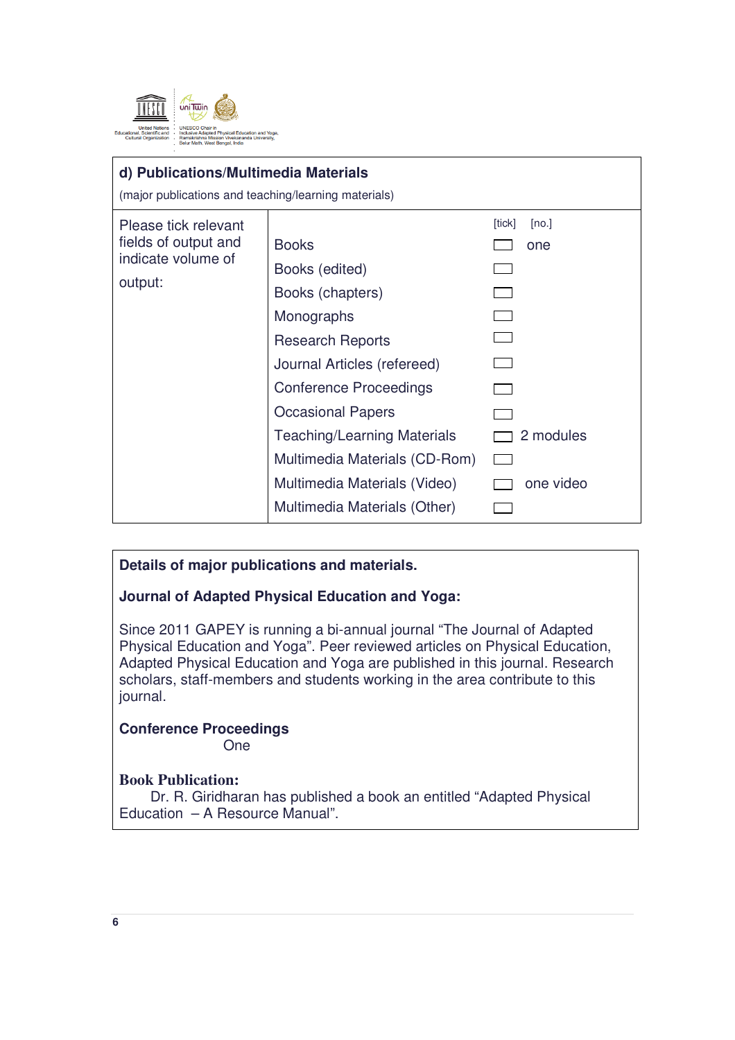## d) Publications/Multimedia Materials

(major publications and teaching/learning materials)

| Please tick relevant fields of output and indicate volume of output: | | [tick] | [no.] |
|---|---|---|---|
| | Books | ☐ | one |
| | Books (edited) | ☐ | |
| | Books (chapters) | ☐ | |
| | Monographs | ☐ | |
| | Research Reports | ☐ | |
| | Journal Articles (refereed) | ☐ | |
| | Conference Proceedings | ☐ | |
| | Occasional Papers | ☐ | |
| | Teaching/Learning Materials | ☐ | 2 modules |
| | Multimedia Materials (CD-Rom) | ☐ | |
| | Multimedia Materials (Video) | ☐ | one video |
| | Multimedia Materials (Other) | ☐ | |

**Details of major publications and materials.**

**Journal of Adapted Physical Education and Yoga:**

Since 2011 GAPEY is running a bi-annual journal "The Journal of Adapted Physical Education and Yoga". Peer reviewed articles on Physical Education, Adapted Physical Education and Yoga are published in this journal. Research scholars, staff-members and students working in the area contribute to this journal.

**Conference Proceedings**

One

**Book Publication:**

Dr. R. Giridharan has published a book an entitled "Adapted Physical Education – A Resource Manual".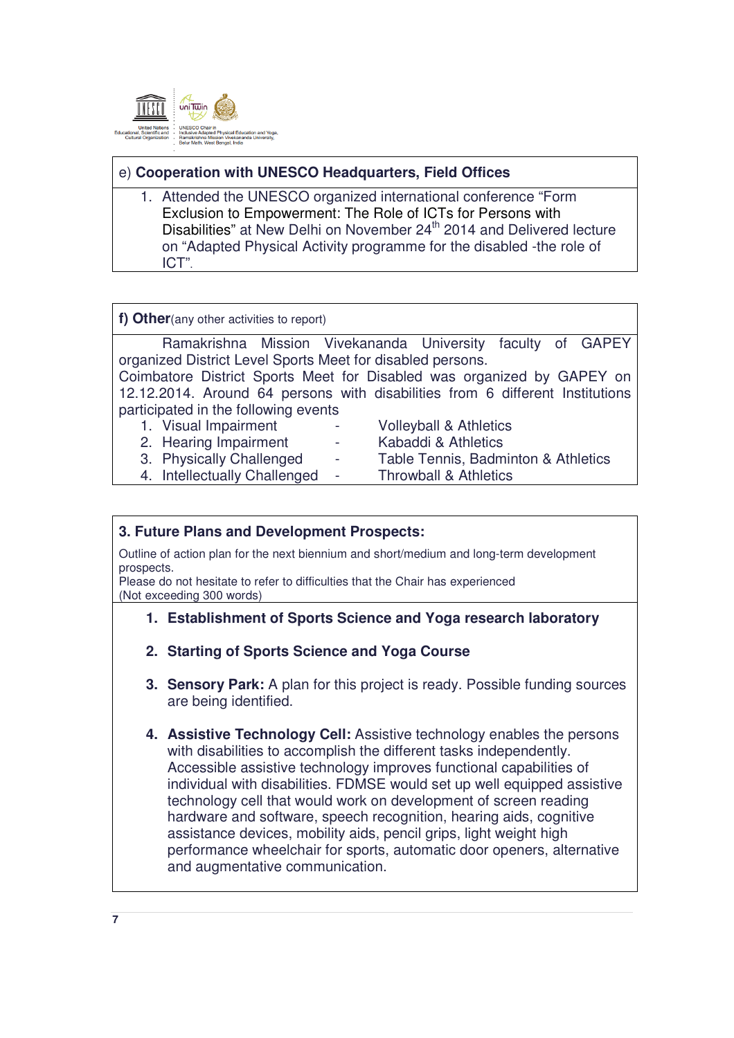e) **Cooperation with UNESCO Headquarters, Field Offices**

1. Attended the UNESCO organized international conference "Form Exclusion to Empowerment: The Role of ICTs for Persons with Disabilities" at New Delhi on November 24th 2014 and Delivered lecture on "Adapted Physical Activity programme for the disabled -the role of ICT".

**f) Other**(any other activities to report)

Ramakrishna Mission Vivekananda University faculty of GAPEY organized District Level Sports Meet for disabled persons.
Coimbatore District Sports Meet for Disabled was organized by GAPEY on 12.12.2014. Around 64 persons with disabilities from 6 different Institutions participated in the following events

1. Visual Impairment - Volleyball & Athletics
2. Hearing Impairment - Kabaddi & Athletics
3. Physically Challenged - Table Tennis, Badminton & Athletics
4. Intellectually Challenged - Throwball & Athletics

### 3. Future Plans and Development Prospects:

Outline of action plan for the next biennium and short/medium and long-term development prospects.
Please do not hesitate to refer to difficulties that the Chair has experienced
(Not exceeding 300 words)

1. **Establishment of Sports Science and Yoga research laboratory**
2. **Starting of Sports Science and Yoga Course**
3. **Sensory Park:** A plan for this project is ready. Possible funding sources are being identified.
4. **Assistive Technology Cell:** Assistive technology enables the persons with disabilities to accomplish the different tasks independently. Accessible assistive technology improves functional capabilities of individual with disabilities. FDMSE would set up well equipped assistive technology cell that would work on development of screen reading hardware and software, speech recognition, hearing aids, cognitive assistance devices, mobility aids, pencil grips, light weight high performance wheelchair for sports, automatic door openers, alternative and augmentative communication.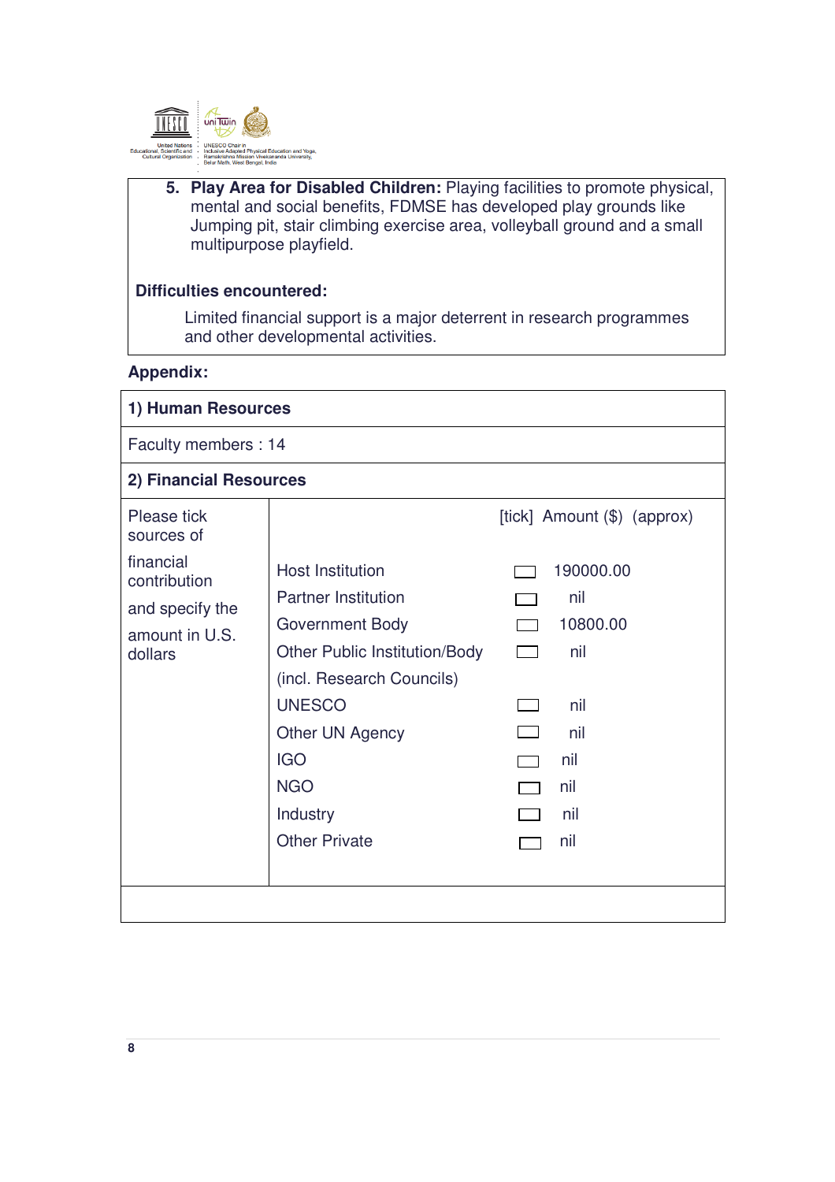5. **Play Area for Disabled Children:** Playing facilities to promote physical, mental and social benefits, FDMSE has developed play grounds like Jumping pit, stair climbing exercise area, volleyball ground and a small multipurpose playfield.

**Difficulties encountered:**

Limited financial support is a major deterrent in research programmes and other developmental activities.

**Appendix:**

**1) Human Resources**

Faculty members : 14

**2) Financial Resources**

| Please tick sources of financial contribution and specify the amount in U.S. dollars | | [tick] | Amount ($) (approx) |
|---|---|---|---|
| | Host Institution | ☐ | 190000.00 |
| | Partner Institution | ☐ | nil |
| | Government Body | ☐ | 10800.00 |
| | Other Public Institution/Body (incl. Research Councils) | ☐ | nil |
| | UNESCO | ☐ | nil |
| | Other UN Agency | ☐ | nil |
| | IGO | ☐ | nil |
| | NGO | ☐ | nil |
| | Industry | ☐ | nil |
| | Other Private | ☐ | nil |